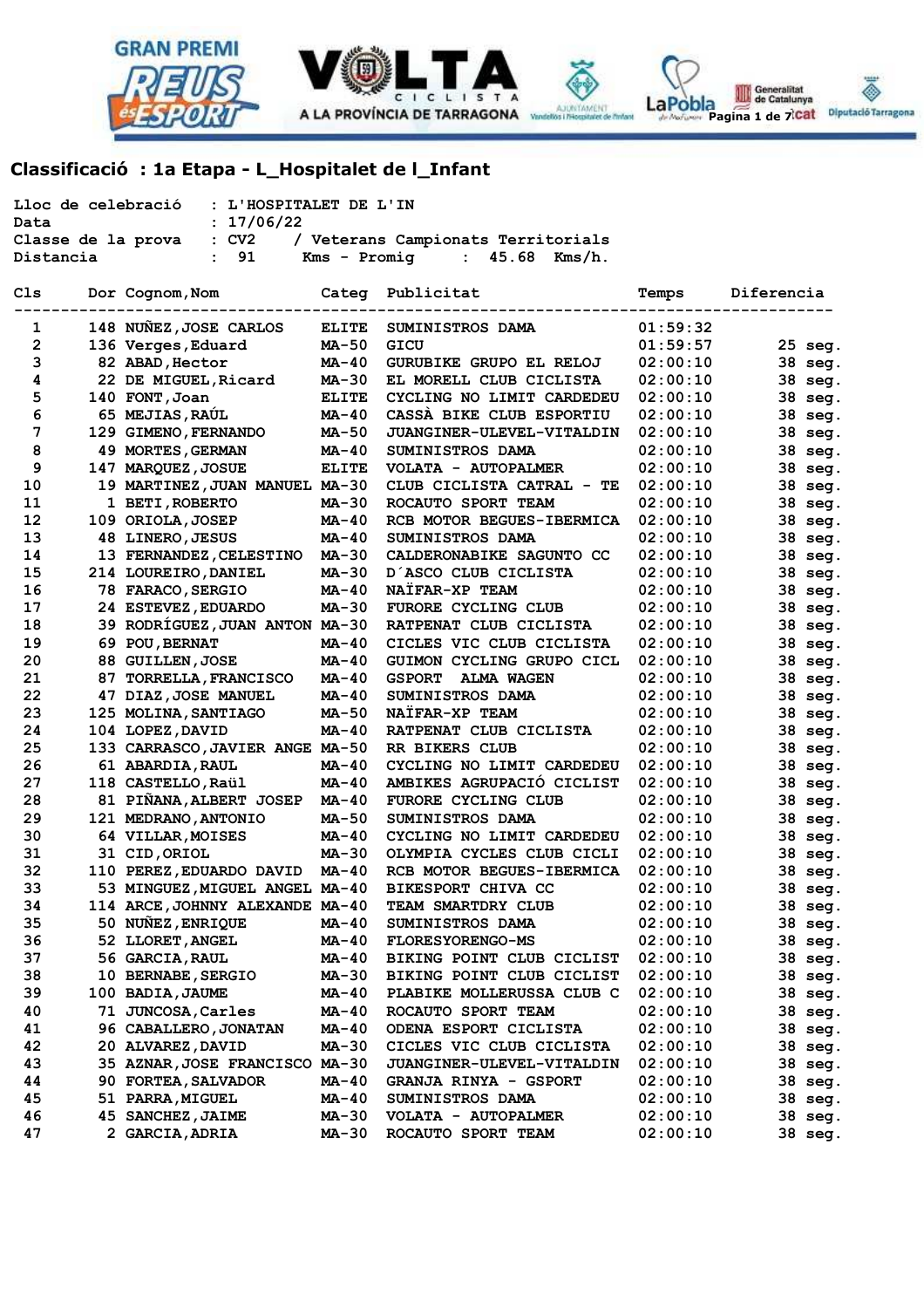## Classificació : 1a Etapa - L_Hospitalet de l_Infant

Lloc de celebració : L'HOSPITALET DE L'IN
Data : 17/06/22
Classe de la prova : CV2 / Veterans Campionats Territorials
Distancia : 91 Kms - Promig : 45.68 Kms/h.

| Cls | Dor | Cognom,Nom | Categ | Publicitat | Temps | Diferencia |
|---|---|---|---|---|---|---|
| 1 | 148 | NUÑEZ,JOSE CARLOS | ELITE | SUMINISTROS DAMA | 01:59:32 | |
| 2 | 136 | Verges,Eduard | MA-50 | GICU | 01:59:57 | 25 seg. |
| 3 | 82 | ABAD,Hector | MA-40 | GURUBIKE GRUPO EL RELOJ | 02:00:10 | 38 seg. |
| 4 | 22 | DE MIGUEL,Ricard | MA-30 | EL MORELL CLUB CICLISTA | 02:00:10 | 38 seg. |
| 5 | 140 | FONT,Joan | ELITE | CYCLING NO LIMIT CARDEDEU | 02:00:10 | 38 seg. |
| 6 | 65 | MEJIAS,RAÚL | MA-40 | CASSÀ BIKE CLUB ESPORTIU | 02:00:10 | 38 seg. |
| 7 | 129 | GIMENO,FERNANDO | MA-50 | JUANGINER-ULEVEL-VITALDIN | 02:00:10 | 38 seg. |
| 8 | 49 | MORTES,GERMAN | MA-40 | SUMINISTROS DAMA | 02:00:10 | 38 seg. |
| 9 | 147 | MARQUEZ,JOSUE | ELITE | VOLATA - AUTOPALMER | 02:00:10 | 38 seg. |
| 10 | 19 | MARTINEZ,JUAN MANUEL | MA-30 | CLUB CICLISTA CATRAL - TE | 02:00:10 | 38 seg. |
| 11 | 1 | BETI,ROBERTO | MA-30 | ROCAUTO SPORT TEAM | 02:00:10 | 38 seg. |
| 12 | 109 | ORIOLA,JOSEP | MA-40 | RCB MOTOR BEGUES-IBERMICA | 02:00:10 | 38 seg. |
| 13 | 48 | LINERO,JESUS | MA-40 | SUMINISTROS DAMA | 02:00:10 | 38 seg. |
| 14 | 13 | FERNANDEZ,CELESTINO | MA-30 | CALDERONABIKE SAGUNTO CC | 02:00:10 | 38 seg. |
| 15 | 214 | LOUREIRO,DANIEL | MA-30 | D´ASCO CLUB CICLISTA | 02:00:10 | 38 seg. |
| 16 | 78 | FARACO,SERGIO | MA-40 | NAÏFAR-XP TEAM | 02:00:10 | 38 seg. |
| 17 | 24 | ESTEVEZ,EDUARDO | MA-30 | FURORE CYCLING CLUB | 02:00:10 | 38 seg. |
| 18 | 39 | RODRÍGUEZ,JUAN ANTON | MA-30 | RATPENAT CLUB CICLISTA | 02:00:10 | 38 seg. |
| 19 | 69 | POU,BERNAT | MA-40 | CICLES VIC CLUB CICLISTA | 02:00:10 | 38 seg. |
| 20 | 88 | GUILLEN,JOSE | MA-40 | GUIMON CYCLING GRUPO CICL | 02:00:10 | 38 seg. |
| 21 | 87 | TORRELLA,FRANCISCO | MA-40 | GSPORT ALMA WAGEN | 02:00:10 | 38 seg. |
| 22 | 47 | DIAZ,JOSE MANUEL | MA-40 | SUMINISTROS DAMA | 02:00:10 | 38 seg. |
| 23 | 125 | MOLINA,SANTIAGO | MA-50 | NAÏFAR-XP TEAM | 02:00:10 | 38 seg. |
| 24 | 104 | LOPEZ,DAVID | MA-40 | RATPENAT CLUB CICLISTA | 02:00:10 | 38 seg. |
| 25 | 133 | CARRASCO,JAVIER ANGE | MA-50 | RR BIKERS CLUB | 02:00:10 | 38 seg. |
| 26 | 61 | ABARDIA,RAUL | MA-40 | CYCLING NO LIMIT CARDEDEU | 02:00:10 | 38 seg. |
| 27 | 118 | CASTELLO,Raül | MA-40 | AMBIKES AGRUPACIÓ CICLIST | 02:00:10 | 38 seg. |
| 28 | 81 | PIÑANA,ALBERT JOSEP | MA-40 | FURORE CYCLING CLUB | 02:00:10 | 38 seg. |
| 29 | 121 | MEDRANO,ANTONIO | MA-50 | SUMINISTROS DAMA | 02:00:10 | 38 seg. |
| 30 | 64 | VILLAR,MOISES | MA-40 | CYCLING NO LIMIT CARDEDEU | 02:00:10 | 38 seg. |
| 31 | 31 | CID,ORIOL | MA-30 | OLYMPIA CYCLES CLUB CICLI | 02:00:10 | 38 seg. |
| 32 | 110 | PEREZ,EDUARDO DAVID | MA-40 | RCB MOTOR BEGUES-IBERMICA | 02:00:10 | 38 seg. |
| 33 | 53 | MINGUEZ,MIGUEL ANGEL | MA-40 | BIKESPORT CHIVA CC | 02:00:10 | 38 seg. |
| 34 | 114 | ARCE,JOHNNY ALEXANDE | MA-40 | TEAM SMARTDRY CLUB | 02:00:10 | 38 seg. |
| 35 | 50 | NUÑEZ,ENRIQUE | MA-40 | SUMINISTROS DAMA | 02:00:10 | 38 seg. |
| 36 | 52 | LLORET,ANGEL | MA-40 | FLORESYORENGO-MS | 02:00:10 | 38 seg. |
| 37 | 56 | GARCIA,RAUL | MA-40 | BIKING POINT CLUB CICLIST | 02:00:10 | 38 seg. |
| 38 | 10 | BERNABE,SERGIO | MA-30 | BIKING POINT CLUB CICLIST | 02:00:10 | 38 seg. |
| 39 | 100 | BADIA,JAUME | MA-40 | PLABIKE MOLLERUSSA CLUB C | 02:00:10 | 38 seg. |
| 40 | 71 | JUNCOSA,Carles | MA-40 | ROCAUTO SPORT TEAM | 02:00:10 | 38 seg. |
| 41 | 96 | CABALLERO,JONATAN | MA-40 | ODENA ESPORT CICLISTA | 02:00:10 | 38 seg. |
| 42 | 20 | ALVAREZ,DAVID | MA-30 | CICLES VIC CLUB CICLISTA | 02:00:10 | 38 seg. |
| 43 | 35 | AZNAR,JOSE FRANCISCO | MA-30 | JUANGINER-ULEVEL-VITALDIN | 02:00:10 | 38 seg. |
| 44 | 90 | FORTEA,SALVADOR | MA-40 | GRANJA RINYA - GSPORT | 02:00:10 | 38 seg. |
| 45 | 51 | PARRA,MIGUEL | MA-40 | SUMINISTROS DAMA | 02:00:10 | 38 seg. |
| 46 | 45 | SANCHEZ,JAIME | MA-30 | VOLATA - AUTOPALMER | 02:00:10 | 38 seg. |
| 47 | 2 | GARCIA,ADRIA | MA-30 | ROCAUTO SPORT TEAM | 02:00:10 | 38 seg. |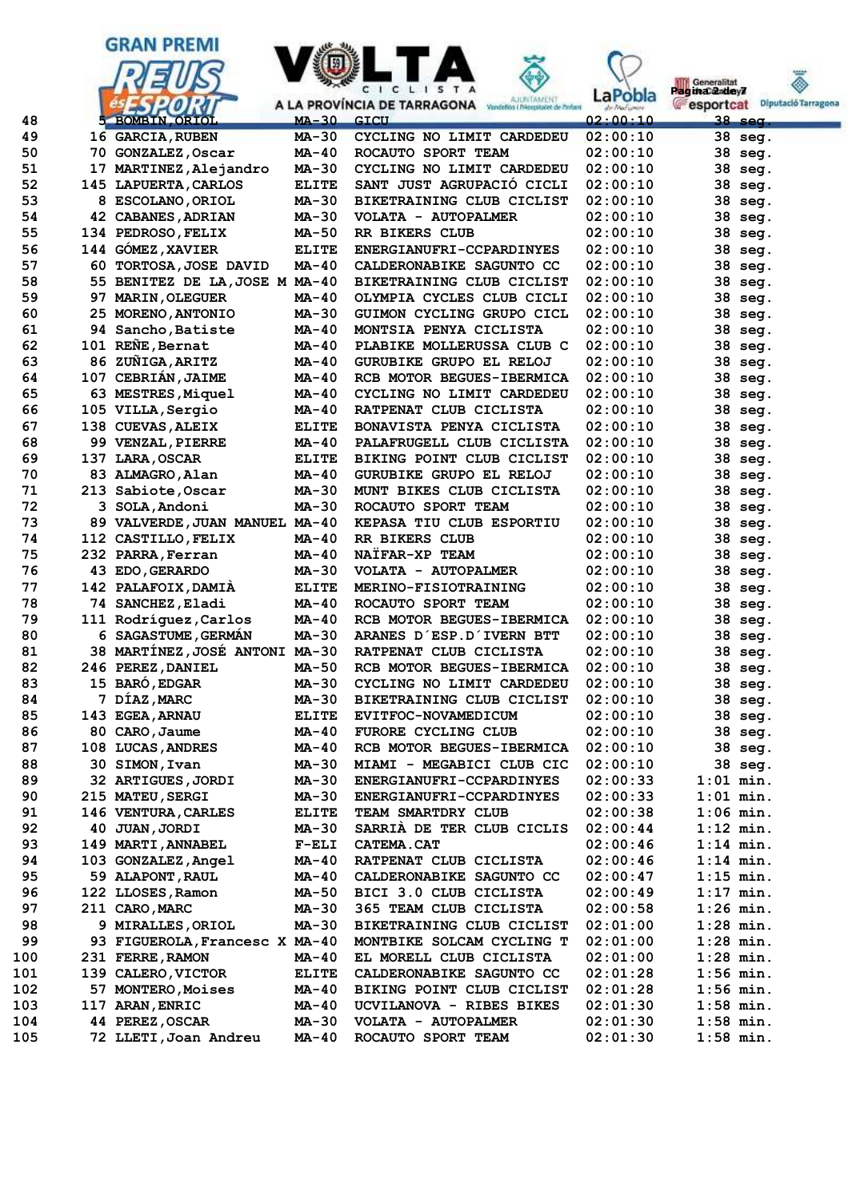| | | | | | | |
|---|---|---|---|---|---|---|
| 48 | 5 | BOMBIN,ORIOL | MA-30 | GICU | 02:00:10 | 38 seg. |
| 49 | 16 | GARCIA,RUBEN | MA-30 | CYCLING NO LIMIT CARDEDEU | 02:00:10 | 38 seg. |
| 50 | 70 | GONZALEZ,Oscar | MA-40 | ROCAUTO SPORT TEAM | 02:00:10 | 38 seg. |
| 51 | 17 | MARTINEZ,Alejandro | MA-30 | CYCLING NO LIMIT CARDEDEU | 02:00:10 | 38 seg. |
| 52 | 145 | LAPUERTA,CARLOS | ELITE | SANT JUST AGRUPACIÓ CICLI | 02:00:10 | 38 seg. |
| 53 | 8 | ESCOLANO,ORIOL | MA-30 | BIKETRAINING CLUB CICLIST | 02:00:10 | 38 seg. |
| 54 | 42 | CABANES,ADRIAN | MA-30 | VOLATA - AUTOPALMER | 02:00:10 | 38 seg. |
| 55 | 134 | PEDROSO,FELIX | MA-50 | RR BIKERS CLUB | 02:00:10 | 38 seg. |
| 56 | 144 | GÓMEZ,XAVIER | ELITE | ENERGIANUFRI-CCPARDINYES | 02:00:10 | 38 seg. |
| 57 | 60 | TORTOSA,JOSE DAVID | MA-40 | CALDERONABIKE SAGUNTO CC | 02:00:10 | 38 seg. |
| 58 | 55 | BENITEZ DE LA,JOSE M | MA-40 | BIKETRAINING CLUB CICLIST | 02:00:10 | 38 seg. |
| 59 | 97 | MARIN,OLEGUER | MA-40 | OLYMPIA CYCLES CLUB CICLI | 02:00:10 | 38 seg. |
| 60 | 25 | MORENO,ANTONIO | MA-30 | GUIMON CYCLING GRUPO CICL | 02:00:10 | 38 seg. |
| 61 | 94 | Sancho,Batiste | MA-40 | MONTSIA PENYA CICLISTA | 02:00:10 | 38 seg. |
| 62 | 101 | REÑE,Bernat | MA-40 | PLABIKE MOLLERUSSA CLUB C | 02:00:10 | 38 seg. |
| 63 | 86 | ZUÑIGA,ARITZ | MA-40 | GURUBIKE GRUPO EL RELOJ | 02:00:10 | 38 seg. |
| 64 | 107 | CEBRIÁN,JAIME | MA-40 | RCB MOTOR BEGUES-IBERMICA | 02:00:10 | 38 seg. |
| 65 | 63 | MESTRES,Miquel | MA-40 | CYCLING NO LIMIT CARDEDEU | 02:00:10 | 38 seg. |
| 66 | 105 | VILLA,Sergio | MA-40 | RATPENAT CLUB CICLISTA | 02:00:10 | 38 seg. |
| 67 | 138 | CUEVAS,ALEIX | ELITE | BONAVISTA PENYA CICLISTA | 02:00:10 | 38 seg. |
| 68 | 99 | VENZAL,PIERRE | MA-40 | PALAFRUGELL CLUB CICLISTA | 02:00:10 | 38 seg. |
| 69 | 137 | LARA,OSCAR | ELITE | BIKING POINT CLUB CICLIST | 02:00:10 | 38 seg. |
| 70 | 83 | ALMAGRO,Alan | MA-40 | GURUBIKE GRUPO EL RELOJ | 02:00:10 | 38 seg. |
| 71 | 213 | Sabiote,Oscar | MA-30 | MUNT BIKES CLUB CICLISTA | 02:00:10 | 38 seg. |
| 72 | 3 | SOLA,Andoni | MA-30 | ROCAUTO SPORT TEAM | 02:00:10 | 38 seg. |
| 73 | 89 | VALVERDE,JUAN MANUEL | MA-40 | KEPASA TIU CLUB ESPORTIU | 02:00:10 | 38 seg. |
| 74 | 112 | CASTILLO,FELIX | MA-40 | RR BIKERS CLUB | 02:00:10 | 38 seg. |
| 75 | 232 | PARRA,Ferran | MA-40 | NAÏFAR-XP TEAM | 02:00:10 | 38 seg. |
| 76 | 43 | EDO,GERARDO | MA-30 | VOLATA - AUTOPALMER | 02:00:10 | 38 seg. |
| 77 | 142 | PALAFOIX,DAMIÀ | ELITE | MERINO-FISIOTRAINING | 02:00:10 | 38 seg. |
| 78 | 74 | SANCHEZ,Eladi | MA-40 | ROCAUTO SPORT TEAM | 02:00:10 | 38 seg. |
| 79 | 111 | Rodríguez,Carlos | MA-40 | RCB MOTOR BEGUES-IBERMICA | 02:00:10 | 38 seg. |
| 80 | 6 | SAGASTUME,GERMÁN | MA-30 | ARANES D´ESP.D´IVERN BTT | 02:00:10 | 38 seg. |
| 81 | 38 | MARTÍNEZ,JOSÉ ANTONI | MA-30 | RATPENAT CLUB CICLISTA | 02:00:10 | 38 seg. |
| 82 | 246 | PEREZ,DANIEL | MA-50 | RCB MOTOR BEGUES-IBERMICA | 02:00:10 | 38 seg. |
| 83 | 15 | BARÓ,EDGAR | MA-30 | CYCLING NO LIMIT CARDEDEU | 02:00:10 | 38 seg. |
| 84 | 7 | DÍAZ,MARC | MA-30 | BIKETRAINING CLUB CICLIST | 02:00:10 | 38 seg. |
| 85 | 143 | EGEA,ARNAU | ELITE | EVITFOC-NOVAMEDICUM | 02:00:10 | 38 seg. |
| 86 | 80 | CARO,Jaume | MA-40 | FURORE CYCLING CLUB | 02:00:10 | 38 seg. |
| 87 | 108 | LUCAS,ANDRES | MA-40 | RCB MOTOR BEGUES-IBERMICA | 02:00:10 | 38 seg. |
| 88 | 30 | SIMON,Ivan | MA-30 | MIAMI - MEGABICI CLUB CIC | 02:00:10 | 38 seg. |
| 89 | 32 | ARTIGUES,JORDI | MA-30 | ENERGIANUFRI-CCPARDINYES | 02:00:33 | 1:01 min. |
| 90 | 215 | MATEU,SERGI | MA-30 | ENERGIANUFRI-CCPARDINYES | 02:00:33 | 1:01 min. |
| 91 | 146 | VENTURA,CARLES | ELITE | TEAM SMARTDRY CLUB | 02:00:38 | 1:06 min. |
| 92 | 40 | JUAN,JORDI | MA-30 | SARRIÀ DE TER CLUB CICLIS | 02:00:44 | 1:12 min. |
| 93 | 149 | MARTI,ANNABEL | F-ELI | CATEMA.CAT | 02:00:46 | 1:14 min. |
| 94 | 103 | GONZALEZ,Angel | MA-40 | RATPENAT CLUB CICLISTA | 02:00:46 | 1:14 min. |
| 95 | 59 | ALAPONT,RAUL | MA-40 | CALDERONABIKE SAGUNTO CC | 02:00:47 | 1:15 min. |
| 96 | 122 | LLOSES,Ramon | MA-50 | BICI 3.0 CLUB CICLISTA | 02:00:49 | 1:17 min. |
| 97 | 211 | CARO,MARC | MA-30 | 365 TEAM CLUB CICLISTA | 02:00:58 | 1:26 min. |
| 98 | 9 | MIRALLES,ORIOL | MA-30 | BIKETRAINING CLUB CICLIST | 02:01:00 | 1:28 min. |
| 99 | 93 | FIGUEROLA,Francesc X | MA-40 | MONTBIKE SOLCAM CYCLING T | 02:01:00 | 1:28 min. |
| 100 | 231 | FERRE,RAMON | MA-40 | EL MORELL CLUB CICLISTA | 02:01:00 | 1:28 min. |
| 101 | 139 | CALERO,VICTOR | ELITE | CALDERONABIKE SAGUNTO CC | 02:01:28 | 1:56 min. |
| 102 | 57 | MONTERO,Moises | MA-40 | BIKING POINT CLUB CICLIST | 02:01:28 | 1:56 min. |
| 103 | 117 | ARAN,ENRIC | MA-40 | UCVILANOVA - RIBES BIKES | 02:01:30 | 1:58 min. |
| 104 | 44 | PEREZ,OSCAR | MA-30 | VOLATA - AUTOPALMER | 02:01:30 | 1:58 min. |
| 105 | 72 | LLETI,Joan Andreu | MA-40 | ROCAUTO SPORT TEAM | 02:01:30 | 1:58 min. |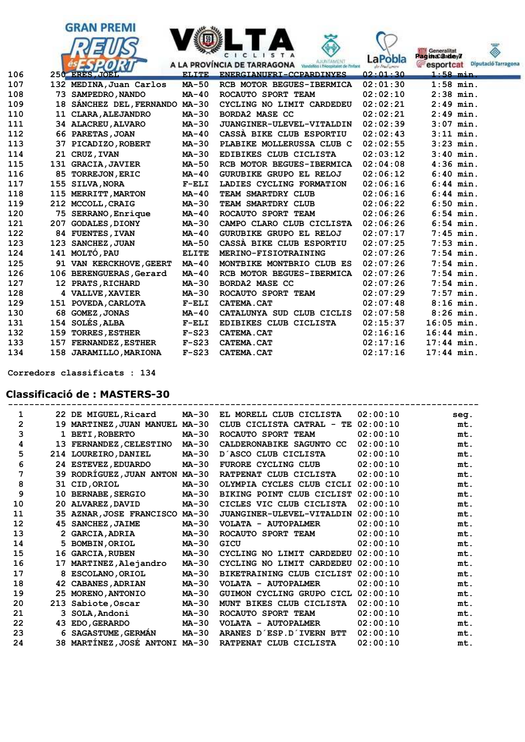| | | | | | | |
|---|---|---|---|---|---|---|
| 106 | 250 | ERES,JOEL | ELITE | ENERGIANUFRI-CCPARDINYES | 02:01:30 | 1:58 min. |
| 107 | 132 | MEDINA,Juan Carlos | MA-50 | RCB MOTOR BEGUES-IBERMICA | 02:01:30 | 1:58 min. |
| 108 | 73 | SAMPEDRO,NANDO | MA-40 | ROCAUTO SPORT TEAM | 02:02:10 | 2:38 min. |
| 109 | 18 | SÁNCHEZ DEL,FERNANDO | MA-30 | CYCLING NO LIMIT CARDEDEU | 02:02:21 | 2:49 min. |
| 110 | 11 | CLARA,ALEJANDRO | MA-30 | BORDA2 MASE CC | 02:02:21 | 2:49 min. |
| 111 | 34 | ALACREU,ALVARO | MA-30 | JUANGINER-ULEVEL-VITALDIN | 02:02:39 | 3:07 min. |
| 112 | 66 | PARETAS,JOAN | MA-40 | CASSÀ BIKE CLUB ESPORTIU | 02:02:43 | 3:11 min. |
| 113 | 37 | PICADIZO,ROBERT | MA-30 | PLABIKE MOLLERUSSA CLUB C | 02:02:55 | 3:23 min. |
| 114 | 21 | CRUZ,IVAN | MA-30 | EDIBIKES CLUB CICLISTA | 02:03:12 | 3:40 min. |
| 115 | 131 | GRACIA,JAVIER | MA-50 | RCB MOTOR BEGUES-IBERMICA | 02:04:08 | 4:36 min. |
| 116 | 85 | TORREJON,ERIC | MA-40 | GURUBIKE GRUPO EL RELOJ | 02:06:12 | 6:40 min. |
| 117 | 155 | SILVA,NORA | F-ELI | LADIES CYCLING FORMATION | 02:06:16 | 6:44 min. |
| 118 | 115 | MERRITT,MARTON | MA-40 | TEAM SMARTDRY CLUB | 02:06:16 | 6:44 min. |
| 119 | 212 | MCCOLL,CRAIG | MA-30 | TEAM SMARTDRY CLUB | 02:06:22 | 6:50 min. |
| 120 | 75 | SERRANO,Enrique | MA-40 | ROCAUTO SPORT TEAM | 02:06:26 | 6:54 min. |
| 121 | 207 | GODALES,DIONY | MA-30 | CAMPO CLARO CLUB CICLISTA | 02:06:26 | 6:54 min. |
| 122 | 84 | FUENTES,IVAN | MA-40 | GURUBIKE GRUPO EL RELOJ | 02:07:17 | 7:45 min. |
| 123 | 123 | SANCHEZ,JUAN | MA-50 | CASSÀ BIKE CLUB ESPORTIU | 02:07:25 | 7:53 min. |
| 124 | 141 | MOLTÓ,PAU | ELITE | MERINO-FISIOTRAINING | 02:07:26 | 7:54 min. |
| 125 | 91 | VAN KERCKHOVE,GEERT | MA-40 | MONTBIKE MONTBRIO CLUB ES | 02:07:26 | 7:54 min. |
| 126 | 106 | BERENGUERAS,Gerard | MA-40 | RCB MOTOR BEGUES-IBERMICA | 02:07:26 | 7:54 min. |
| 127 | 12 | PRATS,RICHARD | MA-30 | BORDA2 MASE CC | 02:07:26 | 7:54 min. |
| 128 | 4 | VALLVE,XAVIER | MA-30 | ROCAUTO SPORT TEAM | 02:07:29 | 7:57 min. |
| 129 | 151 | POVEDA,CARLOTA | F-ELI | CATEMA.CAT | 02:07:48 | 8:16 min. |
| 130 | 68 | GOMEZ,JONAS | MA-40 | CATALUNYA SUD CLUB CICLIS | 02:07:58 | 8:26 min. |
| 131 | 154 | SOLÉS,ALBA | F-ELI | EDIBIKES CLUB CICLISTA | 02:15:37 | 16:05 min. |
| 132 | 159 | TORRES,ESTHER | F-S23 | CATEMA.CAT | 02:16:16 | 16:44 min. |
| 133 | 157 | FERNANDEZ,ESTHER | F-S23 | CATEMA.CAT | 02:17:16 | 17:44 min. |
| 134 | 158 | JARAMILLO,MARIONA | F-S23 | CATEMA.CAT | 02:17:16 | 17:44 min. |

Corredors classificats : 134

## Classificació de : MASTERS-30

| | | | | | | |
|---|---|---|---|---|---|---|
| 1 | 22 | DE MIGUEL,Ricard | MA-30 | EL MORELL CLUB CICLISTA | 02:00:10 | seg. |
| 2 | 19 | MARTINEZ,JUAN MANUEL | MA-30 | CLUB CICLISTA CATRAL - TE | 02:00:10 | mt. |
| 3 | 1 | BETI,ROBERTO | MA-30 | ROCAUTO SPORT TEAM | 02:00:10 | mt. |
| 4 | 13 | FERNANDEZ,CELESTINO | MA-30 | CALDERONABIKE SAGUNTO CC | 02:00:10 | mt. |
| 5 | 214 | LOUREIRO,DANIEL | MA-30 | D´ASCO CLUB CICLISTA | 02:00:10 | mt. |
| 6 | 24 | ESTEVEZ,EDUARDO | MA-30 | FURORE CYCLING CLUB | 02:00:10 | mt. |
| 7 | 39 | RODRÍGUEZ,JUAN ANTON | MA-30 | RATPENAT CLUB CICLISTA | 02:00:10 | mt. |
| 8 | 31 | CID,ORIOL | MA-30 | OLYMPIA CYCLES CLUB CICLI | 02:00:10 | mt. |
| 9 | 10 | BERNABE,SERGIO | MA-30 | BIKING POINT CLUB CICLIST | 02:00:10 | mt. |
| 10 | 20 | ALVAREZ,DAVID | MA-30 | CICLES VIC CLUB CICLISTA | 02:00:10 | mt. |
| 11 | 35 | AZNAR,JOSE FRANCISCO | MA-30 | JUANGINER-ULEVEL-VITALDIN | 02:00:10 | mt. |
| 12 | 45 | SANCHEZ,JAIME | MA-30 | VOLATA - AUTOPALMER | 02:00:10 | mt. |
| 13 | 2 | GARCIA,ADRIA | MA-30 | ROCAUTO SPORT TEAM | 02:00:10 | mt. |
| 14 | 5 | BOMBIN,ORIOL | MA-30 | GICU | 02:00:10 | mt. |
| 15 | 16 | GARCIA,RUBEN | MA-30 | CYCLING NO LIMIT CARDEDEU | 02:00:10 | mt. |
| 16 | 17 | MARTINEZ,Alejandro | MA-30 | CYCLING NO LIMIT CARDEDEU | 02:00:10 | mt. |
| 17 | 8 | ESCOLANO,ORIOL | MA-30 | BIKETRAINING CLUB CICLIST | 02:00:10 | mt. |
| 18 | 42 | CABANES,ADRIAN | MA-30 | VOLATA - AUTOPALMER | 02:00:10 | mt. |
| 19 | 25 | MORENO,ANTONIO | MA-30 | GUIMON CYCLING GRUPO CICL | 02:00:10 | mt. |
| 20 | 213 | Sabiote,Oscar | MA-30 | MUNT BIKES CLUB CICLISTA | 02:00:10 | mt. |
| 21 | 3 | SOLA,Andoni | MA-30 | ROCAUTO SPORT TEAM | 02:00:10 | mt. |
| 22 | 43 | EDO,GERARDO | MA-30 | VOLATA - AUTOPALMER | 02:00:10 | mt. |
| 23 | 6 | SAGASTUME,GERMÁN | MA-30 | ARANES D´ESP.D´IVERN BTT | 02:00:10 | mt. |
| 24 | 38 | MARTÍNEZ,JOSÉ ANTONI | MA-30 | RATPENAT CLUB CICLISTA | 02:00:10 | mt. |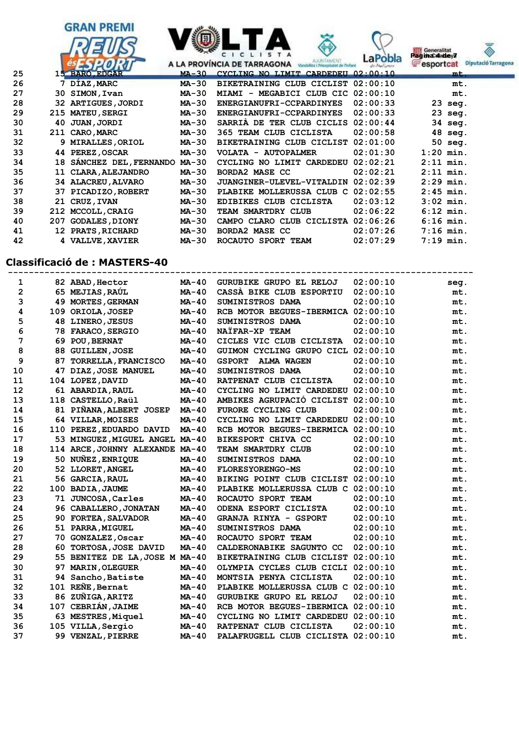| | | | | | | |
|---|---|---|---|---|---|---|
| 25 | 15 | BARÓ,EDGAR | MA-30 | CYCLING NO LIMIT CARDEDEU | 02:00:10 | mt. |
| 26 | 7 | DÍAZ,MARC | MA-30 | BIKETRAINING CLUB CICLIST | 02:00:10 | mt. |
| 27 | 30 | SIMON,Ivan | MA-30 | MIAMI - MEGABICI CLUB CIC | 02:00:10 | mt. |
| 28 | 32 | ARTIGUES,JORDI | MA-30 | ENERGIANUFRI-CCPARDINYES | 02:00:33 | 23 seg. |
| 29 | 215 | MATEU,SERGI | MA-30 | ENERGIANUFRI-CCPARDINYES | 02:00:33 | 23 seg. |
| 30 | 40 | JUAN,JORDI | MA-30 | SARRIÀ DE TER CLUB CICLIS | 02:00:44 | 34 seg. |
| 31 | 211 | CARO,MARC | MA-30 | 365 TEAM CLUB CICLISTA | 02:00:58 | 48 seg. |
| 32 | 9 | MIRALLES,ORIOL | MA-30 | BIKETRAINING CLUB CICLIST | 02:01:00 | 50 seg. |
| 33 | 44 | PEREZ,OSCAR | MA-30 | VOLATA - AUTOPALMER | 02:01:30 | 1:20 min. |
| 34 | 18 | SÁNCHEZ DEL,FERNANDO | MA-30 | CYCLING NO LIMIT CARDEDEU | 02:02:21 | 2:11 min. |
| 35 | 11 | CLARA,ALEJANDRO | MA-30 | BORDA2 MASE CC | 02:02:21 | 2:11 min. |
| 36 | 34 | ALACREU,ALVARO | MA-30 | JUANGINER-ULEVEL-VITALDIN | 02:02:39 | 2:29 min. |
| 37 | 37 | PICADIZO,ROBERT | MA-30 | PLABIKE MOLLERUSSA CLUB C | 02:02:55 | 2:45 min. |
| 38 | 21 | CRUZ,IVAN | MA-30 | EDIBIKES CLUB CICLISTA | 02:03:12 | 3:02 min. |
| 39 | 212 | MCCOLL,CRAIG | MA-30 | TEAM SMARTDRY CLUB | 02:06:22 | 6:12 min. |
| 40 | 207 | GODALES,DIONY | MA-30 | CAMPO CLARO CLUB CICLISTA | 02:06:26 | 6:16 min. |
| 41 | 12 | PRATS,RICHARD | MA-30 | BORDA2 MASE CC | 02:07:26 | 7:16 min. |
| 42 | 4 | VALLVE,XAVIER | MA-30 | ROCAUTO SPORT TEAM | 02:07:29 | 7:19 min. |

## Classificació de : MASTERS-40

| | | | | | | |
|---|---|---|---|---|---|---|
| 1 | 82 | ABAD,Hector | MA-40 | GURUBIKE GRUPO EL RELOJ | 02:00:10 | seg. |
| 2 | 65 | MEJIAS,RAÚL | MA-40 | CASSÀ BIKE CLUB ESPORTIU | 02:00:10 | mt. |
| 3 | 49 | MORTES,GERMAN | MA-40 | SUMINISTROS DAMA | 02:00:10 | mt. |
| 4 | 109 | ORIOLA,JOSEP | MA-40 | RCB MOTOR BEGUES-IBERMICA | 02:00:10 | mt. |
| 5 | 48 | LINERO,JESUS | MA-40 | SUMINISTROS DAMA | 02:00:10 | mt. |
| 6 | 78 | FARACO,SERGIO | MA-40 | NAÏFAR-XP TEAM | 02:00:10 | mt. |
| 7 | 69 | POU,BERNAT | MA-40 | CICLES VIC CLUB CICLISTA | 02:00:10 | mt. |
| 8 | 88 | GUILLEN,JOSE | MA-40 | GUIMON CYCLING GRUPO CICL | 02:00:10 | mt. |
| 9 | 87 | TORRELLA,FRANCISCO | MA-40 | GSPORT ALMA WAGEN | 02:00:10 | mt. |
| 10 | 47 | DIAZ,JOSE MANUEL | MA-40 | SUMINISTROS DAMA | 02:00:10 | mt. |
| 11 | 104 | LOPEZ,DAVID | MA-40 | RATPENAT CLUB CICLISTA | 02:00:10 | mt. |
| 12 | 61 | ABARDIA,RAUL | MA-40 | CYCLING NO LIMIT CARDEDEU | 02:00:10 | mt. |
| 13 | 118 | CASTELLO,Raül | MA-40 | AMBIKES AGRUPACIÓ CICLIST | 02:00:10 | mt. |
| 14 | 81 | PIÑANA,ALBERT JOSEP | MA-40 | FURORE CYCLING CLUB | 02:00:10 | mt. |
| 15 | 64 | VILLAR,MOISES | MA-40 | CYCLING NO LIMIT CARDEDEU | 02:00:10 | mt. |
| 16 | 110 | PEREZ,EDUARDO DAVID | MA-40 | RCB MOTOR BEGUES-IBERMICA | 02:00:10 | mt. |
| 17 | 53 | MINGUEZ,MIGUEL ANGEL | MA-40 | BIKESPORT CHIVA CC | 02:00:10 | mt. |
| 18 | 114 | ARCE,JOHNNY ALEXANDE | MA-40 | TEAM SMARTDRY CLUB | 02:00:10 | mt. |
| 19 | 50 | NUÑEZ,ENRIQUE | MA-40 | SUMINISTROS DAMA | 02:00:10 | mt. |
| 20 | 52 | LLORET,ANGEL | MA-40 | FLORESYORENGO-MS | 02:00:10 | mt. |
| 21 | 56 | GARCIA,RAUL | MA-40 | BIKING POINT CLUB CICLIST | 02:00:10 | mt. |
| 22 | 100 | BADIA,JAUME | MA-40 | PLABIKE MOLLERUSSA CLUB C | 02:00:10 | mt. |
| 23 | 71 | JUNCOSA,Carles | MA-40 | ROCAUTO SPORT TEAM | 02:00:10 | mt. |
| 24 | 96 | CABALLERO,JONATAN | MA-40 | ODENA ESPORT CICLISTA | 02:00:10 | mt. |
| 25 | 90 | FORTEA,SALVADOR | MA-40 | GRANJA RINYA - GSPORT | 02:00:10 | mt. |
| 26 | 51 | PARRA,MIGUEL | MA-40 | SUMINISTROS DAMA | 02:00:10 | mt. |
| 27 | 70 | GONZALEZ,Oscar | MA-40 | ROCAUTO SPORT TEAM | 02:00:10 | mt. |
| 28 | 60 | TORTOSA,JOSE DAVID | MA-40 | CALDERONABIKE SAGUNTO CC | 02:00:10 | mt. |
| 29 | 55 | BENITEZ DE LA,JOSE M | MA-40 | BIKETRAINING CLUB CICLIST | 02:00:10 | mt. |
| 30 | 97 | MARIN,OLEGUER | MA-40 | OLYMPIA CYCLES CLUB CICLI | 02:00:10 | mt. |
| 31 | 94 | Sancho,Batiste | MA-40 | MONTSIA PENYA CICLISTA | 02:00:10 | mt. |
| 32 | 101 | REÑE,Bernat | MA-40 | PLABIKE MOLLERUSSA CLUB C | 02:00:10 | mt. |
| 33 | 86 | ZUÑIGA,ARITZ | MA-40 | GURUBIKE GRUPO EL RELOJ | 02:00:10 | mt. |
| 34 | 107 | CEBRIÁN,JAIME | MA-40 | RCB MOTOR BEGUES-IBERMICA | 02:00:10 | mt. |
| 35 | 63 | MESTRES,Miquel | MA-40 | CYCLING NO LIMIT CARDEDEU | 02:00:10 | mt. |
| 36 | 105 | VILLA,Sergio | MA-40 | RATPENAT CLUB CICLISTA | 02:00:10 | mt. |
| 37 | 99 | VENZAL,PIERRE | MA-40 | PALAFRUGELL CLUB CICLISTA | 02:00:10 | mt. |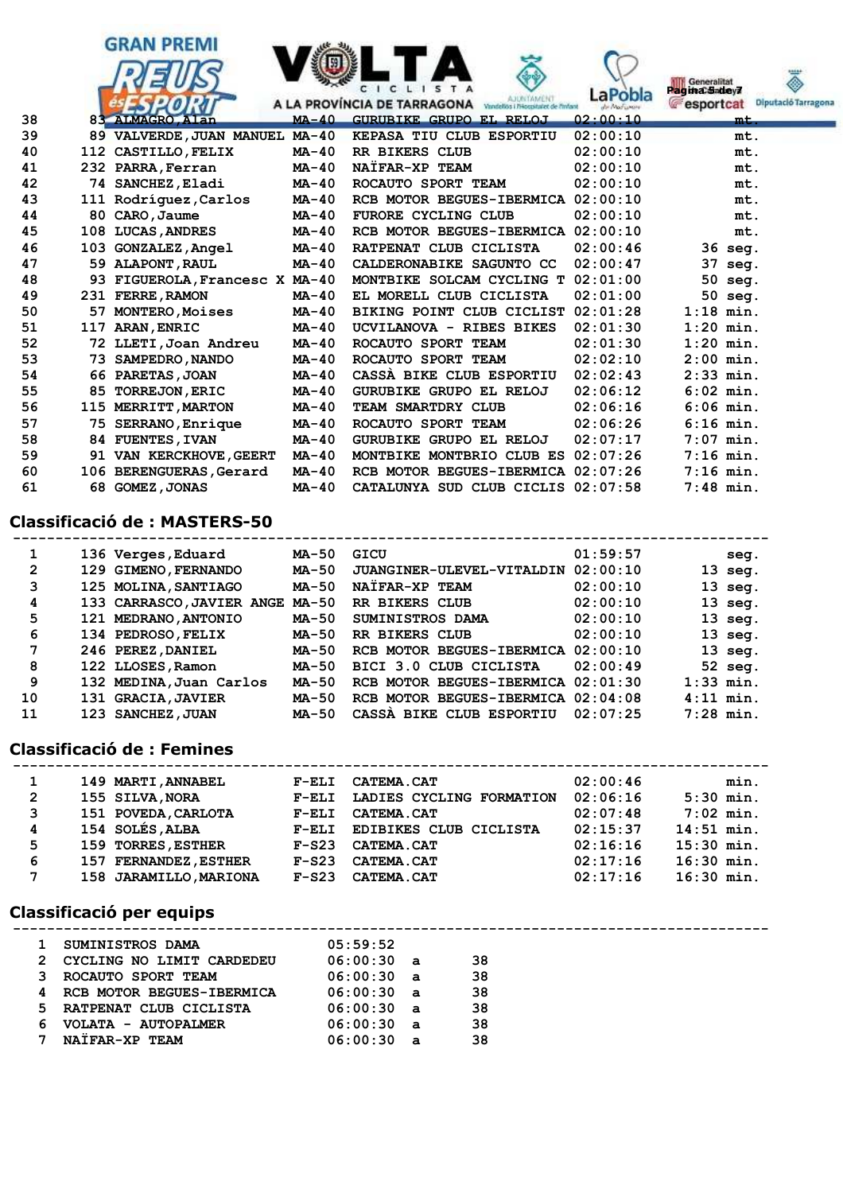| | | | | | | |
|---|---|---|---|---|---|---|
| 38 | 83 | ALMAGRO,Alan | MA-40 | GURUBIKE GRUPO EL RELOJ | 02:00:10 | mt. |
| 39 | 89 | VALVERDE,JUAN MANUEL | MA-40 | KEPASA TIU CLUB ESPORTIU | 02:00:10 | mt. |
| 40 | 112 | CASTILLO,FELIX | MA-40 | RR BIKERS CLUB | 02:00:10 | mt. |
| 41 | 232 | PARRA,Ferran | MA-40 | NAÏFAR-XP TEAM | 02:00:10 | mt. |
| 42 | 74 | SANCHEZ,Eladi | MA-40 | ROCAUTO SPORT TEAM | 02:00:10 | mt. |
| 43 | 111 | Rodríguez,Carlos | MA-40 | RCB MOTOR BEGUES-IBERMICA | 02:00:10 | mt. |
| 44 | 80 | CARO,Jaume | MA-40 | FURORE CYCLING CLUB | 02:00:10 | mt. |
| 45 | 108 | LUCAS,ANDRES | MA-40 | RCB MOTOR BEGUES-IBERMICA | 02:00:10 | mt. |
| 46 | 103 | GONZALEZ,Angel | MA-40 | RATPENAT CLUB CICLISTA | 02:00:46 | 36 seg. |
| 47 | 59 | ALAPONT,RAUL | MA-40 | CALDERONABIKE SAGUNTO CC | 02:00:47 | 37 seg. |
| 48 | 93 | FIGUEROLA,Francesc X | MA-40 | MONTBIKE SOLCAM CYCLING T | 02:01:00 | 50 seg. |
| 49 | 231 | FERRE,RAMON | MA-40 | EL MORELL CLUB CICLISTA | 02:01:00 | 50 seg. |
| 50 | 57 | MONTERO,Moises | MA-40 | BIKING POINT CLUB CICLIST | 02:01:28 | 1:18 min. |
| 51 | 117 | ARAN,ENRIC | MA-40 | UCVILANOVA - RIBES BIKES | 02:01:30 | 1:20 min. |
| 52 | 72 | LLETI,Joan Andreu | MA-40 | ROCAUTO SPORT TEAM | 02:01:30 | 1:20 min. |
| 53 | 73 | SAMPEDRO,NANDO | MA-40 | ROCAUTO SPORT TEAM | 02:02:10 | 2:00 min. |
| 54 | 66 | PARETAS,JOAN | MA-40 | CASSÀ BIKE CLUB ESPORTIU | 02:02:43 | 2:33 min. |
| 55 | 85 | TORREJON,ERIC | MA-40 | GURUBIKE GRUPO EL RELOJ | 02:06:12 | 6:02 min. |
| 56 | 115 | MERRITT,MARTON | MA-40 | TEAM SMARTDRY CLUB | 02:06:16 | 6:06 min. |
| 57 | 75 | SERRANO,Enrique | MA-40 | ROCAUTO SPORT TEAM | 02:06:26 | 6:16 min. |
| 58 | 84 | FUENTES,IVAN | MA-40 | GURUBIKE GRUPO EL RELOJ | 02:07:17 | 7:07 min. |
| 59 | 91 | VAN KERCKHOVE,GEERT | MA-40 | MONTBIKE MONTBRIO CLUB ES | 02:07:26 | 7:16 min. |
| 60 | 106 | BERENGUERAS,Gerard | MA-40 | RCB MOTOR BEGUES-IBERMICA | 02:07:26 | 7:16 min. |
| 61 | 68 | GOMEZ,JONAS | MA-40 | CATALUNYA SUD CLUB CICLIS | 02:07:58 | 7:48 min. |

## Classificació de : MASTERS-50

| | | | | | | |
|---|---|---|---|---|---|---|
| 1 | 136 | Verges,Eduard | MA-50 | GICU | 01:59:57 | seg. |
| 2 | 129 | GIMENO,FERNANDO | MA-50 | JUANGINER-ULEVEL-VITALDIN | 02:00:10 | 13 seg. |
| 3 | 125 | MOLINA,SANTIAGO | MA-50 | NAÏFAR-XP TEAM | 02:00:10 | 13 seg. |
| 4 | 133 | CARRASCO,JAVIER ANGE | MA-50 | RR BIKERS CLUB | 02:00:10 | 13 seg. |
| 5 | 121 | MEDRANO,ANTONIO | MA-50 | SUMINISTROS DAMA | 02:00:10 | 13 seg. |
| 6 | 134 | PEDROSO,FELIX | MA-50 | RR BIKERS CLUB | 02:00:10 | 13 seg. |
| 7 | 246 | PEREZ,DANIEL | MA-50 | RCB MOTOR BEGUES-IBERMICA | 02:00:10 | 13 seg. |
| 8 | 122 | LLOSES,Ramon | MA-50 | BICI 3.0 CLUB CICLISTA | 02:00:49 | 52 seg. |
| 9 | 132 | MEDINA,Juan Carlos | MA-50 | RCB MOTOR BEGUES-IBERMICA | 02:01:30 | 1:33 min. |
| 10 | 131 | GRACIA,JAVIER | MA-50 | RCB MOTOR BEGUES-IBERMICA | 02:04:08 | 4:11 min. |
| 11 | 123 | SANCHEZ,JUAN | MA-50 | CASSÀ BIKE CLUB ESPORTIU | 02:07:25 | 7:28 min. |

## Classificació de : Femines

| | | | | | | |
|---|---|---|---|---|---|---|
| 1 | 149 | MARTI,ANNABEL | F-ELI | CATEMA.CAT | 02:00:46 | min. |
| 2 | 155 | SILVA,NORA | F-ELI | LADIES CYCLING FORMATION | 02:06:16 | 5:30 min. |
| 3 | 151 | POVEDA,CARLOTA | F-ELI | CATEMA.CAT | 02:07:48 | 7:02 min. |
| 4 | 154 | SOLÉS,ALBA | F-ELI | EDIBIKES CLUB CICLISTA | 02:15:37 | 14:51 min. |
| 5 | 159 | TORRES,ESTHER | F-S23 | CATEMA.CAT | 02:16:16 | 15:30 min. |
| 6 | 157 | FERNANDEZ,ESTHER | F-S23 | CATEMA.CAT | 02:17:16 | 16:30 min. |
| 7 | 158 | JARAMILLO,MARIONA | F-S23 | CATEMA.CAT | 02:17:16 | 16:30 min. |

## Classificació per equips

| | | | | |
|---|---|---|---|---|
| 1 | SUMINISTROS DAMA | 05:59:52 | | |
| 2 | CYCLING NO LIMIT CARDEDEU | 06:00:30 | a | 38 |
| 3 | ROCAUTO SPORT TEAM | 06:00:30 | a | 38 |
| 4 | RCB MOTOR BEGUES-IBERMICA | 06:00:30 | a | 38 |
| 5 | RATPENAT CLUB CICLISTA | 06:00:30 | a | 38 |
| 6 | VOLATA - AUTOPALMER | 06:00:30 | a | 38 |
| 7 | NAÏFAR-XP TEAM | 06:00:30 | a | 38 |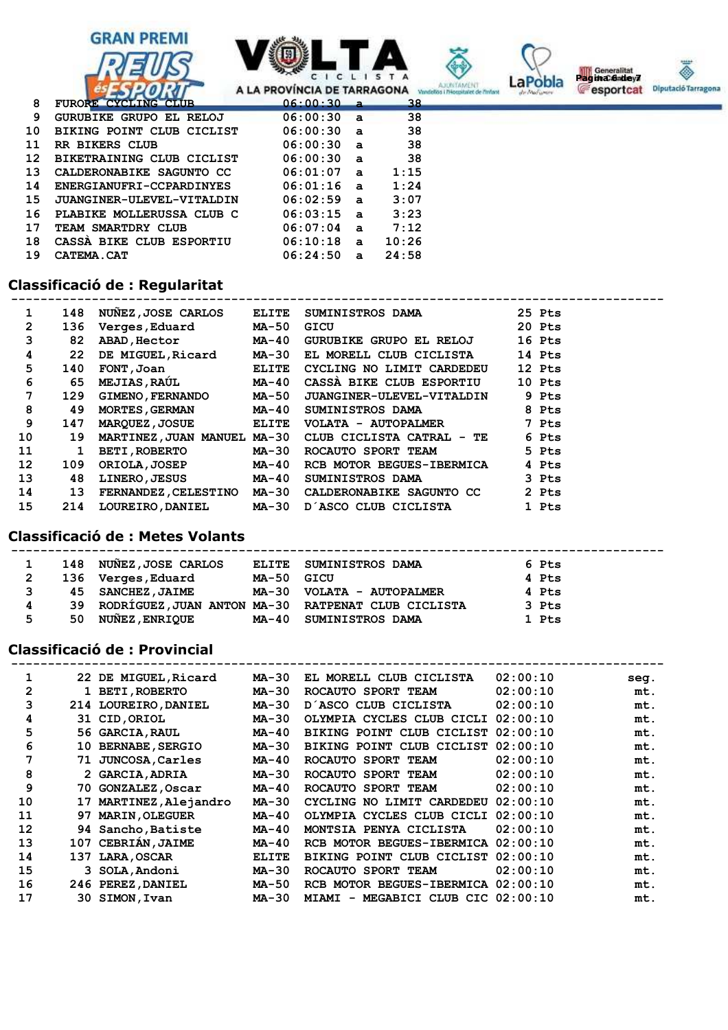| | | | |
|---|---|---|---|
| 8 | FURORE CYCLING CLUB | 06:00:30 | a 38 |
| 9 | GURUBIKE GRUPO EL RELOJ | 06:00:30 | a 38 |
| 10 | BIKING POINT CLUB CICLIST | 06:00:30 | a 38 |
| 11 | RR BIKERS CLUB | 06:00:30 | a 38 |
| 12 | BIKETRAINING CLUB CICLIST | 06:00:30 | a 38 |
| 13 | CALDERONABIKE SAGUNTO CC | 06:01:07 | a 1:15 |
| 14 | ENERGIANUFRI-CCPARDINYES | 06:01:16 | a 1:24 |
| 15 | JUANGINER-ULEVEL-VITALDIN | 06:02:59 | a 3:07 |
| 16 | PLABIKE MOLLERUSSA CLUB C | 06:03:15 | a 3:23 |
| 17 | TEAM SMARTDRY CLUB | 06:07:04 | a 7:12 |
| 18 | CASSÀ BIKE CLUB ESPORTIU | 06:10:18 | a 10:26 |
| 19 | CATEMA.CAT | 06:24:50 | a 24:58 |

## Classificació de : Regularitat

| | | | | | |
|---|---|---|---|---|---|
| 1 | 148 | NUÑEZ,JOSE CARLOS | ELITE | SUMINISTROS DAMA | 25 Pts |
| 2 | 136 | Verges,Eduard | MA-50 | GICU | 20 Pts |
| 3 | 82 | ABAD,Hector | MA-40 | GURUBIKE GRUPO EL RELOJ | 16 Pts |
| 4 | 22 | DE MIGUEL,Ricard | MA-30 | EL MORELL CLUB CICLISTA | 14 Pts |
| 5 | 140 | FONT,Joan | ELITE | CYCLING NO LIMIT CARDEDEU | 12 Pts |
| 6 | 65 | MEJIAS,RAÚL | MA-40 | CASSÀ BIKE CLUB ESPORTIU | 10 Pts |
| 7 | 129 | GIMENO,FERNANDO | MA-50 | JUANGINER-ULEVEL-VITALDIN | 9 Pts |
| 8 | 49 | MORTES,GERMAN | MA-40 | SUMINISTROS DAMA | 8 Pts |
| 9 | 147 | MARQUEZ,JOSUE | ELITE | VOLATA - AUTOPALMER | 7 Pts |
| 10 | 19 | MARTINEZ,JUAN MANUEL | MA-30 | CLUB CICLISTA CATRAL - TE | 6 Pts |
| 11 | 1 | BETI,ROBERTO | MA-30 | ROCAUTO SPORT TEAM | 5 Pts |
| 12 | 109 | ORIOLA,JOSEP | MA-40 | RCB MOTOR BEGUES-IBERMICA | 4 Pts |
| 13 | 48 | LINERO,JESUS | MA-40 | SUMINISTROS DAMA | 3 Pts |
| 14 | 13 | FERNANDEZ,CELESTINO | MA-30 | CALDERONABIKE SAGUNTO CC | 2 Pts |
| 15 | 214 | LOUREIRO,DANIEL | MA-30 | D´ASCO CLUB CICLISTA | 1 Pts |

## Classificació de : Metes Volants

| | | | | | |
|---|---|---|---|---|---|
| 1 | 148 | NUÑEZ,JOSE CARLOS | ELITE | SUMINISTROS DAMA | 6 Pts |
| 2 | 136 | Verges,Eduard | MA-50 | GICU | 4 Pts |
| 3 | 45 | SANCHEZ,JAIME | MA-30 | VOLATA - AUTOPALMER | 4 Pts |
| 4 | 39 | RODRÍGUEZ,JUAN ANTON | MA-30 | RATPENAT CLUB CICLISTA | 3 Pts |
| 5 | 50 | NUÑEZ,ENRIQUE | MA-40 | SUMINISTROS DAMA | 1 Pts |

## Classificació de : Provincial

| | | | | | | |
|---|---|---|---|---|---|---|
| 1 | 22 | DE MIGUEL,Ricard | MA-30 | EL MORELL CLUB CICLISTA | 02:00:10 | seg. |
| 2 | 1 | BETI,ROBERTO | MA-30 | ROCAUTO SPORT TEAM | 02:00:10 | mt. |
| 3 | 214 | LOUREIRO,DANIEL | MA-30 | D´ASCO CLUB CICLISTA | 02:00:10 | mt. |
| 4 | 31 | CID,ORIOL | MA-30 | OLYMPIA CYCLES CLUB CICLI | 02:00:10 | mt. |
| 5 | 56 | GARCIA,RAUL | MA-40 | BIKING POINT CLUB CICLIST | 02:00:10 | mt. |
| 6 | 10 | BERNABE,SERGIO | MA-30 | BIKING POINT CLUB CICLIST | 02:00:10 | mt. |
| 7 | 71 | JUNCOSA,Carles | MA-40 | ROCAUTO SPORT TEAM | 02:00:10 | mt. |
| 8 | 2 | GARCIA,ADRIA | MA-30 | ROCAUTO SPORT TEAM | 02:00:10 | mt. |
| 9 | 70 | GONZALEZ,Oscar | MA-40 | ROCAUTO SPORT TEAM | 02:00:10 | mt. |
| 10 | 17 | MARTINEZ,Alejandro | MA-30 | CYCLING NO LIMIT CARDEDEU | 02:00:10 | mt. |
| 11 | 97 | MARIN,OLEGUER | MA-40 | OLYMPIA CYCLES CLUB CICLI | 02:00:10 | mt. |
| 12 | 94 | Sancho,Batiste | MA-40 | MONTSIA PENYA CICLISTA | 02:00:10 | mt. |
| 13 | 107 | CEBRIÁN,JAIME | MA-40 | RCB MOTOR BEGUES-IBERMICA | 02:00:10 | mt. |
| 14 | 137 | LARA,OSCAR | ELITE | BIKING POINT CLUB CICLIST | 02:00:10 | mt. |
| 15 | 3 | SOLA,Andoni | MA-30 | ROCAUTO SPORT TEAM | 02:00:10 | mt. |
| 16 | 246 | PEREZ,DANIEL | MA-50 | RCB MOTOR BEGUES-IBERMICA | 02:00:10 | mt. |
| 17 | 30 | SIMON,Ivan | MA-30 | MIAMI - MEGABICI CLUB CIC | 02:00:10 | mt. |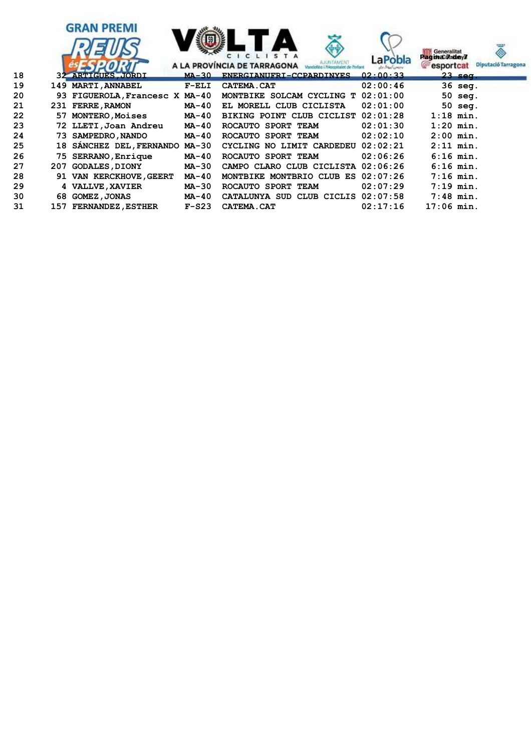| | | | | | | |
|---|---|---|---|---|---|---|
| 18 | 32 | ARTIGUES,JORDI | MA-30 | ENERGIANUFRI-CCPARDINYES | 02:00:33 | 23 seg. |
| 19 | 149 | MARTI,ANNABEL | F-ELI | CATEMA.CAT | 02:00:46 | 36 seg. |
| 20 | 93 | FIGUEROLA,Francesc X | MA-40 | MONTBIKE SOLCAM CYCLING T | 02:01:00 | 50 seg. |
| 21 | 231 | FERRE,RAMON | MA-40 | EL MORELL CLUB CICLISTA | 02:01:00 | 50 seg. |
| 22 | 57 | MONTERO,Moises | MA-40 | BIKING POINT CLUB CICLIST | 02:01:28 | 1:18 min. |
| 23 | 72 | LLETI,Joan Andreu | MA-40 | ROCAUTO SPORT TEAM | 02:01:30 | 1:20 min. |
| 24 | 73 | SAMPEDRO,NANDO | MA-40 | ROCAUTO SPORT TEAM | 02:02:10 | 2:00 min. |
| 25 | 18 | SÁNCHEZ DEL,FERNANDO | MA-30 | CYCLING NO LIMIT CARDEDEU | 02:02:21 | 2:11 min. |
| 26 | 75 | SERRANO,Enrique | MA-40 | ROCAUTO SPORT TEAM | 02:06:26 | 6:16 min. |
| 27 | 207 | GODALES,DIONY | MA-30 | CAMPO CLARO CLUB CICLISTA | 02:06:26 | 6:16 min. |
| 28 | 91 | VAN KERCKHOVE,GEERT | MA-40 | MONTBIKE MONTBRIO CLUB ES | 02:07:26 | 7:16 min. |
| 29 | 4 | VALLVE,XAVIER | MA-30 | ROCAUTO SPORT TEAM | 02:07:29 | 7:19 min. |
| 30 | 68 | GOMEZ,JONAS | MA-40 | CATALUNYA SUD CLUB CICLIS | 02:07:58 | 7:48 min. |
| 31 | 157 | FERNANDEZ,ESTHER | F-S23 | CATEMA.CAT | 02:17:16 | 17:06 min. |